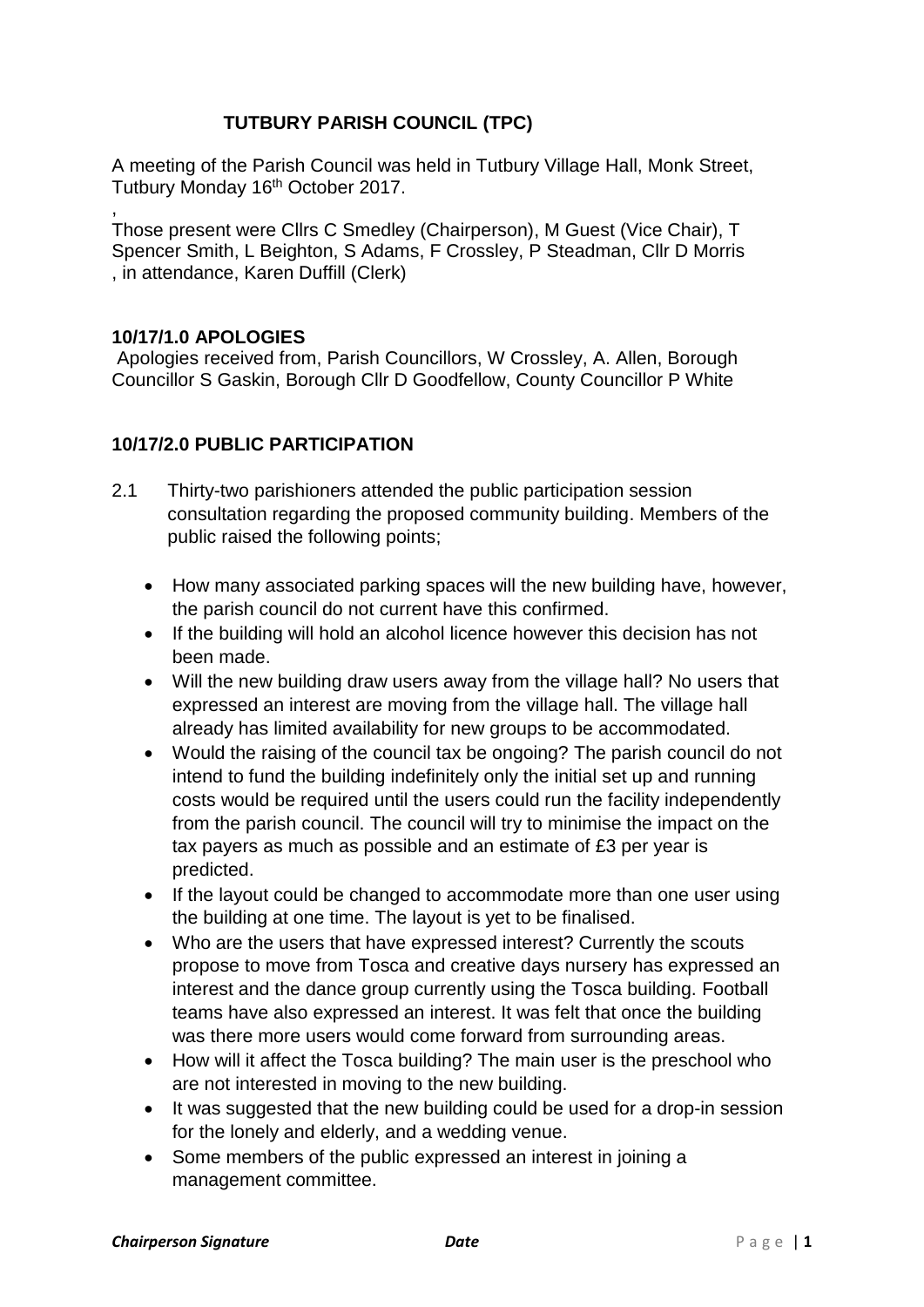# TUTBURY PARISH COUNCIL (TPC)

A meeting of the Parish Council was held in Tutbury Village Hall, Monk Street, Tutbury Monday 16th October 2017.

,

Those present were Cllrs C Smedley (Chairperson), M Guest (Vice Chair), T Spencer Smith, L Beighton, S Adams, F Crossley, P Steadman, Cllr D Morris , in attendance, Karen Duffill (Clerk)

### 10/17/1.0 APOLOGIES

Apologies received from, Parish Councillors, W Crossley, A. Allen, Borough Councillor S Gaskin, Borough Cllr D Goodfellow, County Councillor P White

### 10/17/2.0 PUBLIC PARTICIPATION

2.1 Thirty-two parishioners attended the public participation session consultation regarding the proposed community building. Members of the public raised the following points;

- How many associated parking spaces will the new building have, however, the parish council do not current have this confirmed.
- If the building will hold an alcohol licence however this decision has not been made.
- Will the new building draw users away from the village hall? No users that expressed an interest are moving from the village hall. The village hall already has limited availability for new groups to be accommodated.
- Would the raising of the council tax be ongoing? The parish council do not intend to fund the building indefinitely only the initial set up and running costs would be required until the users could run the facility independently from the parish council. The council will try to minimise the impact on the tax payers as much as possible and an estimate of £3 per year is predicted.
- If the layout could be changed to accommodate more than one user using the building at one time. The layout is yet to be finalised.
- Who are the users that have expressed interest? Currently the scouts propose to move from Tosca and creative days nursery has expressed an interest and the dance group currently using the Tosca building. Football teams have also expressed an interest. It was felt that once the building was there more users would come forward from surrounding areas.
- How will it affect the Tosca building? The main user is the preschool who are not interested in moving to the new building.
- It was suggested that the new building could be used for a drop-in session for the lonely and elderly, and a wedding venue.
- Some members of the public expressed an interest in joining a management committee.

*Chairperson Signature* *Date*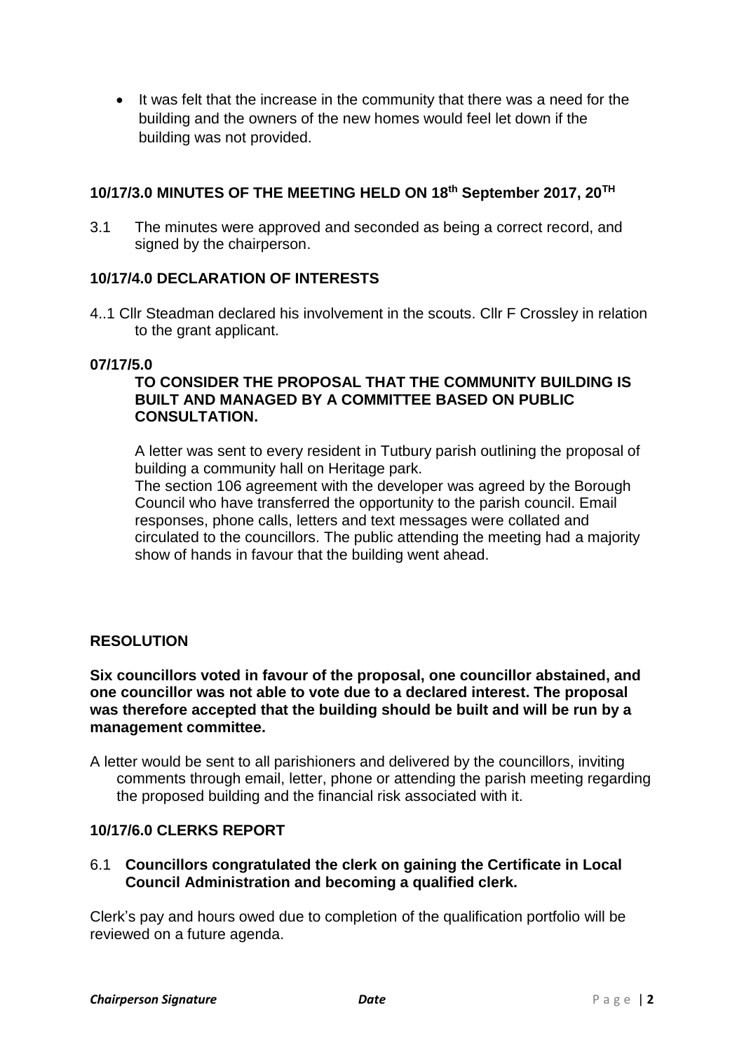- It was felt that the increase in the community that there was a need for the building and the owners of the new homes would feel let down if the building was not provided.

### 10/17/3.0 MINUTES OF THE MEETING HELD ON 18th September 2017, 20TH

3.1 The minutes were approved and seconded as being a correct record, and signed by the chairperson.

### 10/17/4.0 DECLARATION OF INTERESTS

4..1 Cllr Steadman declared his involvement in the scouts. Cllr F Crossley in relation to the grant applicant.

### 07/17/5.0

**TO CONSIDER THE PROPOSAL THAT THE COMMUNITY BUILDING IS BUILT AND MANAGED BY A COMMITTEE BASED ON PUBLIC CONSULTATION.**

A letter was sent to every resident in Tutbury parish outlining the proposal of building a community hall on Heritage park.

The section 106 agreement with the developer was agreed by the Borough Council who have transferred the opportunity to the parish council. Email responses, phone calls, letters and text messages were collated and circulated to the councillors. The public attending the meeting had a majority show of hands in favour that the building went ahead.

### RESOLUTION

**Six councillors voted in favour of the proposal, one councillor abstained, and one councillor was not able to vote due to a declared interest. The proposal was therefore accepted that the building should be built and will be run by a management committee.**

A letter would be sent to all parishioners and delivered by the councillors, inviting comments through email, letter, phone or attending the parish meeting regarding the proposed building and the financial risk associated with it.

### 10/17/6.0 CLERKS REPORT

6.1 **Councillors congratulated the clerk on gaining the Certificate in Local Council Administration and becoming a qualified clerk.**

Clerk's pay and hours owed due to completion of the qualification portfolio will be reviewed on a future agenda.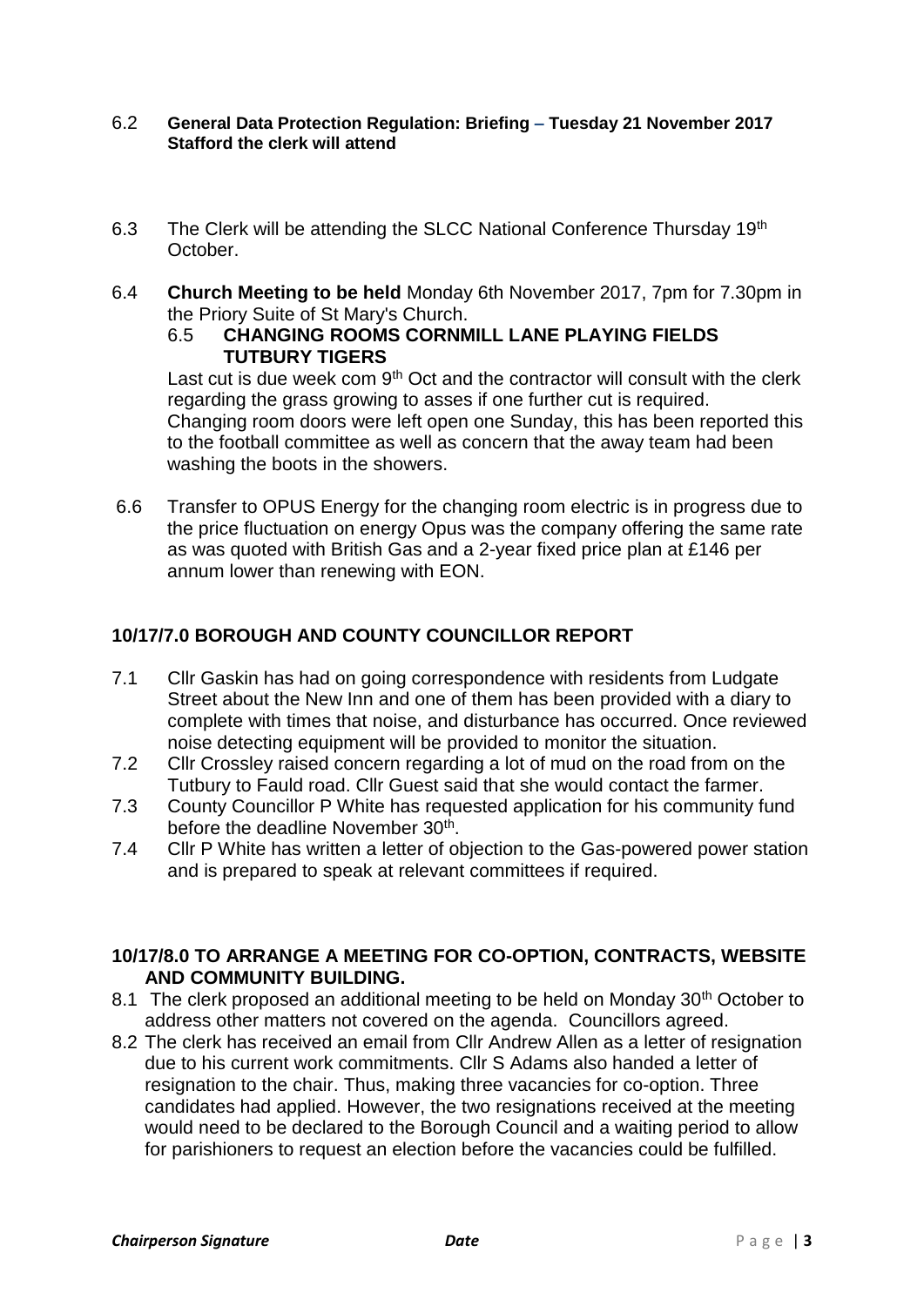6.2 **General Data Protection Regulation: Briefing – Tuesday 21 November 2017 Stafford the clerk will attend**

6.3 The Clerk will be attending the SLCC National Conference Thursday 19th October.

6.4 **Church Meeting to be held** Monday 6th November 2017, 7pm for 7.30pm in the Priory Suite of St Mary's Church.

6.5 **CHANGING ROOMS CORNMILL LANE PLAYING FIELDS TUTBURY TIGERS**

Last cut is due week com 9th Oct and the contractor will consult with the clerk regarding the grass growing to asses if one further cut is required. Changing room doors were left open one Sunday, this has been reported this to the football committee as well as concern that the away team had been washing the boots in the showers.

6.6 Transfer to OPUS Energy for the changing room electric is in progress due to the price fluctuation on energy Opus was the company offering the same rate as was quoted with British Gas and a 2-year fixed price plan at £146 per annum lower than renewing with EON.

## 10/17/7.0 BOROUGH AND COUNTY COUNCILLOR REPORT

7.1 Cllr Gaskin has had on going correspondence with residents from Ludgate Street about the New Inn and one of them has been provided with a diary to complete with times that noise, and disturbance has occurred. Once reviewed noise detecting equipment will be provided to monitor the situation.

7.2 Cllr Crossley raised concern regarding a lot of mud on the road from on the Tutbury to Fauld road. Cllr Guest said that she would contact the farmer.

7.3 County Councillor P White has requested application for his community fund before the deadline November 30th.

7.4 Cllr P White has written a letter of objection to the Gas-powered power station and is prepared to speak at relevant committees if required.

## 10/17/8.0 TO ARRANGE A MEETING FOR CO-OPTION, CONTRACTS, WEBSITE AND COMMUNITY BUILDING.

8.1 The clerk proposed an additional meeting to be held on Monday 30th October to address other matters not covered on the agenda. Councillors agreed.

8.2 The clerk has received an email from Cllr Andrew Allen as a letter of resignation due to his current work commitments. Cllr S Adams also handed a letter of resignation to the chair. Thus, making three vacancies for co-option. Three candidates had applied. However, the two resignations received at the meeting would need to be declared to the Borough Council and a waiting period to allow for parishioners to request an election before the vacancies could be fulfilled.

*Chairperson Signature* *Date*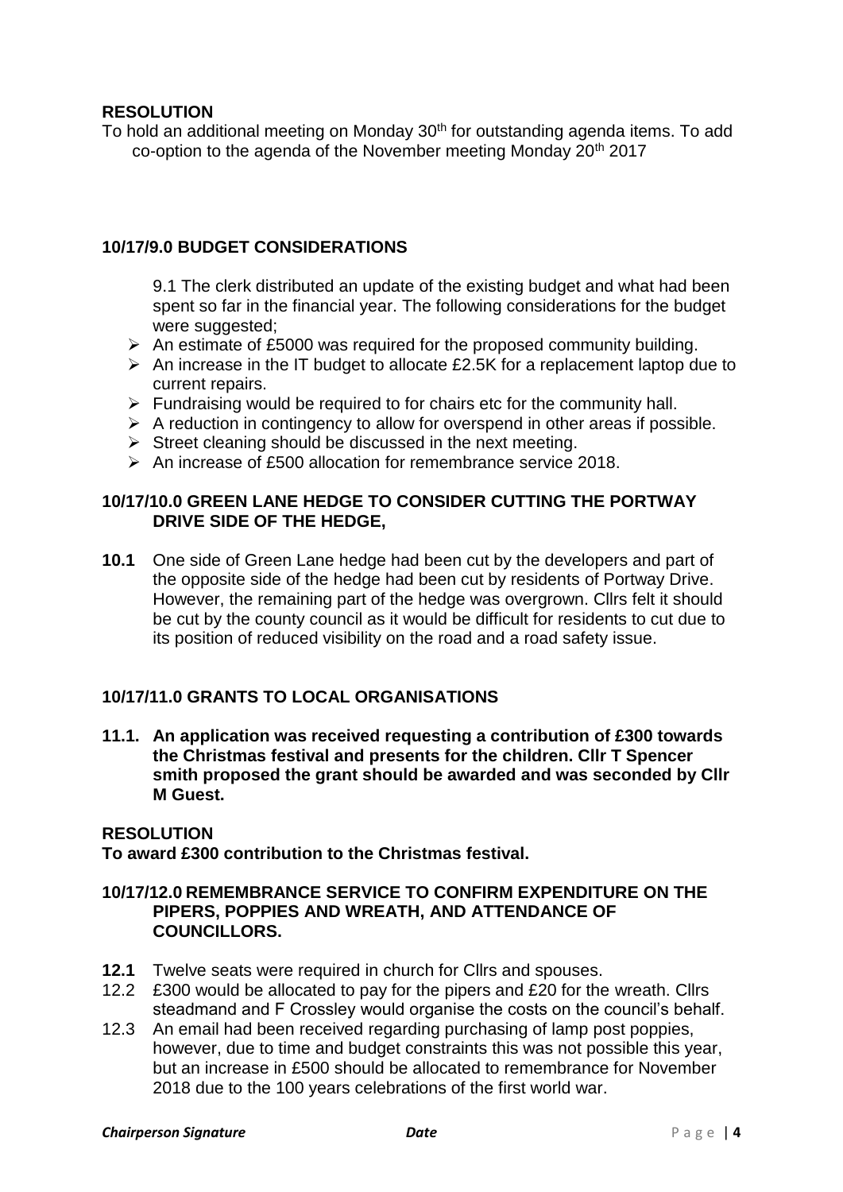**RESOLUTION**

To hold an additional meeting on Monday 30th for outstanding agenda items. To add co-option to the agenda of the November meeting Monday 20th 2017

## 10/17/9.0 BUDGET CONSIDERATIONS

9.1 The clerk distributed an update of the existing budget and what had been spent so far in the financial year. The following considerations for the budget were suggested;

- An estimate of £5000 was required for the proposed community building.
- An increase in the IT budget to allocate £2.5K for a replacement laptop due to current repairs.
- Fundraising would be required to for chairs etc for the community hall.
- A reduction in contingency to allow for overspend in other areas if possible.
- Street cleaning should be discussed in the next meeting.
- An increase of £500 allocation for remembrance service 2018.

## 10/17/10.0 GREEN LANE HEDGE TO CONSIDER CUTTING THE PORTWAY DRIVE SIDE OF THE HEDGE,

**10.1** One side of Green Lane hedge had been cut by the developers and part of the opposite side of the hedge had been cut by residents of Portway Drive. However, the remaining part of the hedge was overgrown. Cllrs felt it should be cut by the county council as it would be difficult for residents to cut due to its position of reduced visibility on the road and a road safety issue.

## 10/17/11.0 GRANTS TO LOCAL ORGANISATIONS

**11.1. An application was received requesting a contribution of £300 towards the Christmas festival and presents for the children. Cllr T Spencer smith proposed the grant should be awarded and was seconded by Cllr M Guest.**

**RESOLUTION**

**To award £300 contribution to the Christmas festival.**

## 10/17/12.0 REMEMBRANCE SERVICE TO CONFIRM EXPENDITURE ON THE PIPERS, POPPIES AND WREATH, AND ATTENDANCE OF COUNCILLORS.

**12.1** Twelve seats were required in church for Cllrs and spouses.

12.2 £300 would be allocated to pay for the pipers and £20 for the wreath. Cllrs steadmand and F Crossley would organise the costs on the council's behalf.

12.3 An email had been received regarding purchasing of lamp post poppies, however, due to time and budget constraints this was not possible this year, but an increase in £500 should be allocated to remembrance for November 2018 due to the 100 years celebrations of the first world war.

*Chairperson Signature* *Date*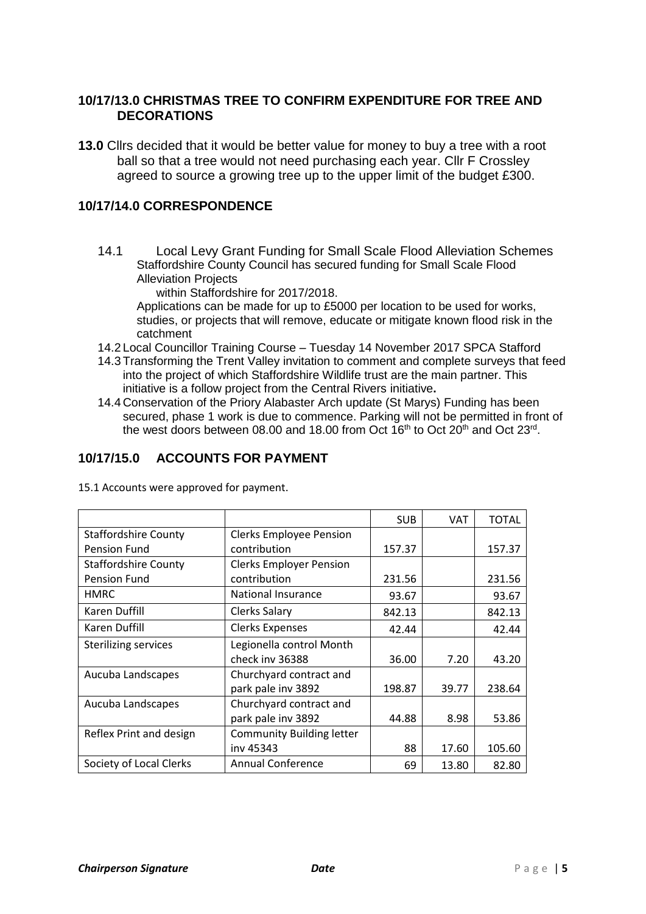## 10/17/13.0 CHRISTMAS TREE TO CONFIRM EXPENDITURE FOR TREE AND DECORATIONS

**13.0** Cllrs decided that it would be better value for money to buy a tree with a root ball so that a tree would not need purchasing each year. Cllr F Crossley agreed to source a growing tree up to the upper limit of the budget £300.

## 10/17/14.0 CORRESPONDENCE

14.1 Local Levy Grant Funding for Small Scale Flood Alleviation Schemes
Staffordshire County Council has secured funding for Small Scale Flood Alleviation Projects
within Staffordshire for 2017/2018.
Applications can be made for up to £5000 per location to be used for works, studies, or projects that will remove, educate or mitigate known flood risk in the catchment

14.2 Local Councillor Training Course – Tuesday 14 November 2017 SPCA Stafford

14.3 Transforming the Trent Valley invitation to comment and complete surveys that feed into the project of which Staffordshire Wildlife trust are the main partner. This initiative is a follow project from the Central Rivers initiative**.**

14.4 Conservation of the Priory Alabaster Arch update (St Marys) Funding has been secured, phase 1 work is due to commence. Parking will not be permitted in front of the west doors between 08.00 and 18.00 from Oct 16th to Oct 20th and Oct 23rd.

## 10/17/15.0 ACCOUNTS FOR PAYMENT

15.1 Accounts were approved for payment.

| | | SUB | VAT | TOTAL |
|---|---|---|---|---|
| Staffordshire County Pension Fund | Clerks Employee Pension contribution | 157.37 | | 157.37 |
| Staffordshire County Pension Fund | Clerks Employer Pension contribution | 231.56 | | 231.56 |
| HMRC | National Insurance | 93.67 | | 93.67 |
| Karen Duffill | Clerks Salary | 842.13 | | 842.13 |
| Karen Duffill | Clerks Expenses | 42.44 | | 42.44 |
| Sterilizing services | Legionella control Month check inv 36388 | 36.00 | 7.20 | 43.20 |
| Aucuba Landscapes | Churchyard contract and park pale inv 3892 | 198.87 | 39.77 | 238.64 |
| Aucuba Landscapes | Churchyard contract and park pale inv 3892 | 44.88 | 8.98 | 53.86 |
| Reflex Print and design | Community Building letter inv 45343 | 88 | 17.60 | 105.60 |
| Society of Local Clerks | Annual Conference | 69 | 13.80 | 82.80 |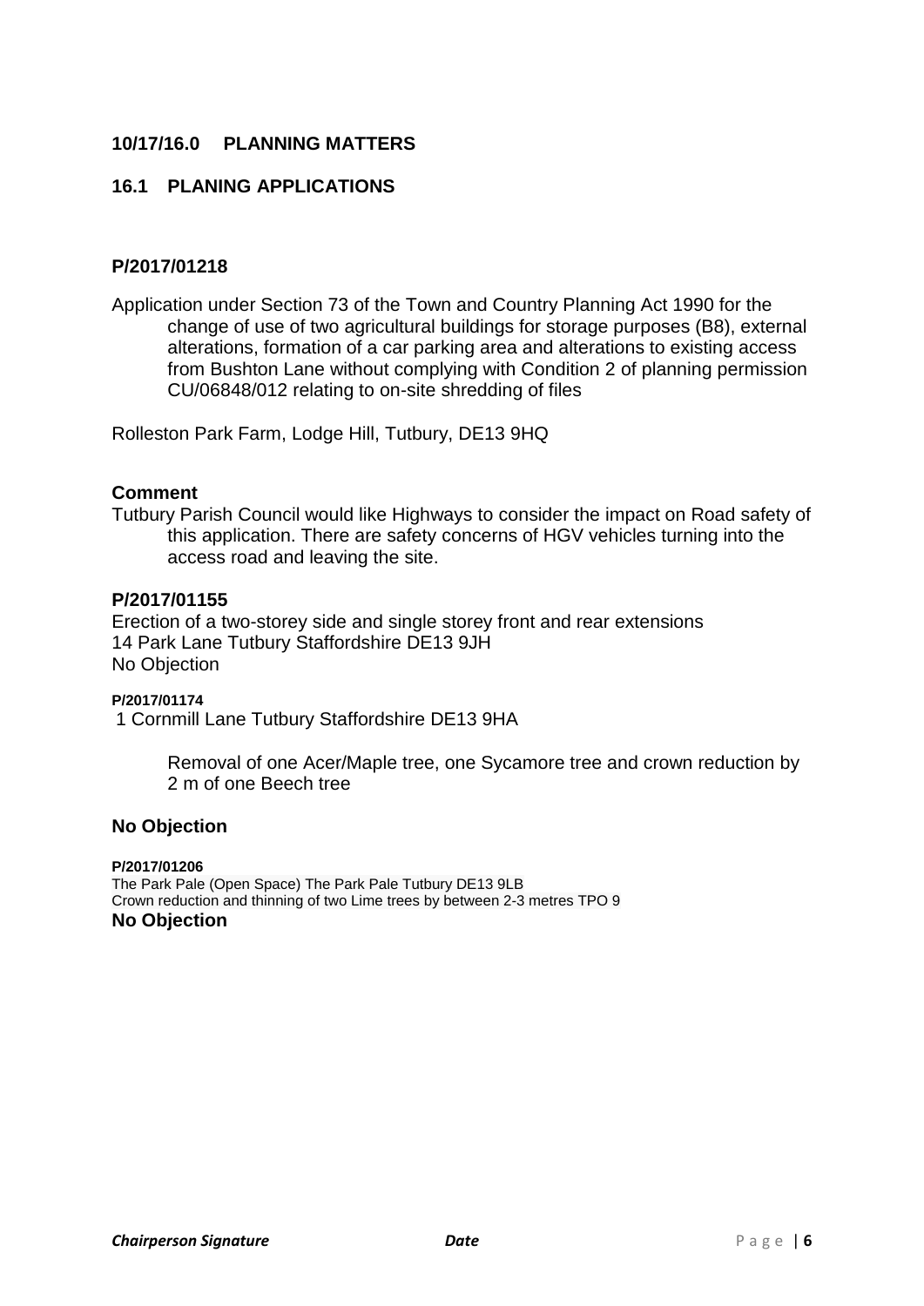## 10/17/16.0 PLANNING MATTERS

### 16.1 PLANING APPLICATIONS

**P/2017/01218**

Application under Section 73 of the Town and Country Planning Act 1990 for the change of use of two agricultural buildings for storage purposes (B8), external alterations, formation of a car parking area and alterations to existing access from Bushton Lane without complying with Condition 2 of planning permission CU/06848/012 relating to on-site shredding of files

Rolleston Park Farm, Lodge Hill, Tutbury, DE13 9HQ

**Comment**

Tutbury Parish Council would like Highways to consider the impact on Road safety of this application. There are safety concerns of HGV vehicles turning into the access road and leaving the site.

**P/2017/01155**

Erection of a two-storey side and single storey front and rear extensions
14 Park Lane Tutbury Staffordshire DE13 9JH
No Objection

**P/2017/01174**

1 Cornmill Lane Tutbury Staffordshire DE13 9HA

Removal of one Acer/Maple tree, one Sycamore tree and crown reduction by 2 m of one Beech tree

**No Objection**

**P/2017/01206**

The Park Pale (Open Space) The Park Pale Tutbury DE13 9LB
Crown reduction and thinning of two Lime trees by between 2-3 metres TPO 9
**No Objection**

*Chairperson Signature* *Date*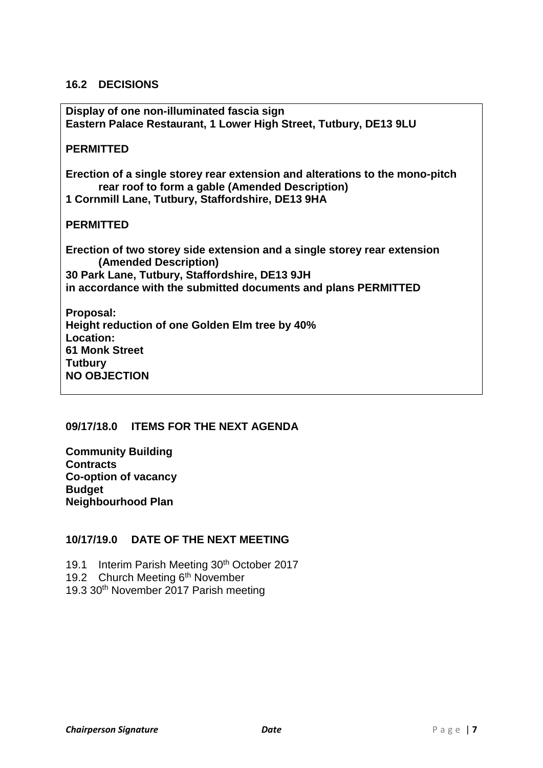### 16.2 DECISIONS

**Display of one non-illuminated fascia sign**
**Eastern Palace Restaurant, 1 Lower High Street, Tutbury, DE13 9LU**

**PERMITTED**

**Erection of a single storey rear extension and alterations to the mono-pitch rear roof to form a gable (Amended Description)**
**1 Cornmill Lane, Tutbury, Staffordshire, DE13 9HA**

**PERMITTED**

**Erection of two storey side extension and a single storey rear extension (Amended Description)**
**30 Park Lane, Tutbury, Staffordshire, DE13 9JH**
**in accordance with the submitted documents and plans PERMITTED**

**Proposal:**
**Height reduction of one Golden Elm tree by 40%**
**Location:**
**61 Monk Street**
**Tutbury**
**NO OBJECTION**

## 09/17/18.0 ITEMS FOR THE NEXT AGENDA

**Community Building**
**Contracts**
**Co-option of vacancy**
**Budget**
**Neighbourhood Plan**

## 10/17/19.0 DATE OF THE NEXT MEETING

19.1 Interim Parish Meeting 30th October 2017
19.2 Church Meeting 6th November
19.3 30th November 2017 Parish meeting

*Chairperson Signature* *Date*